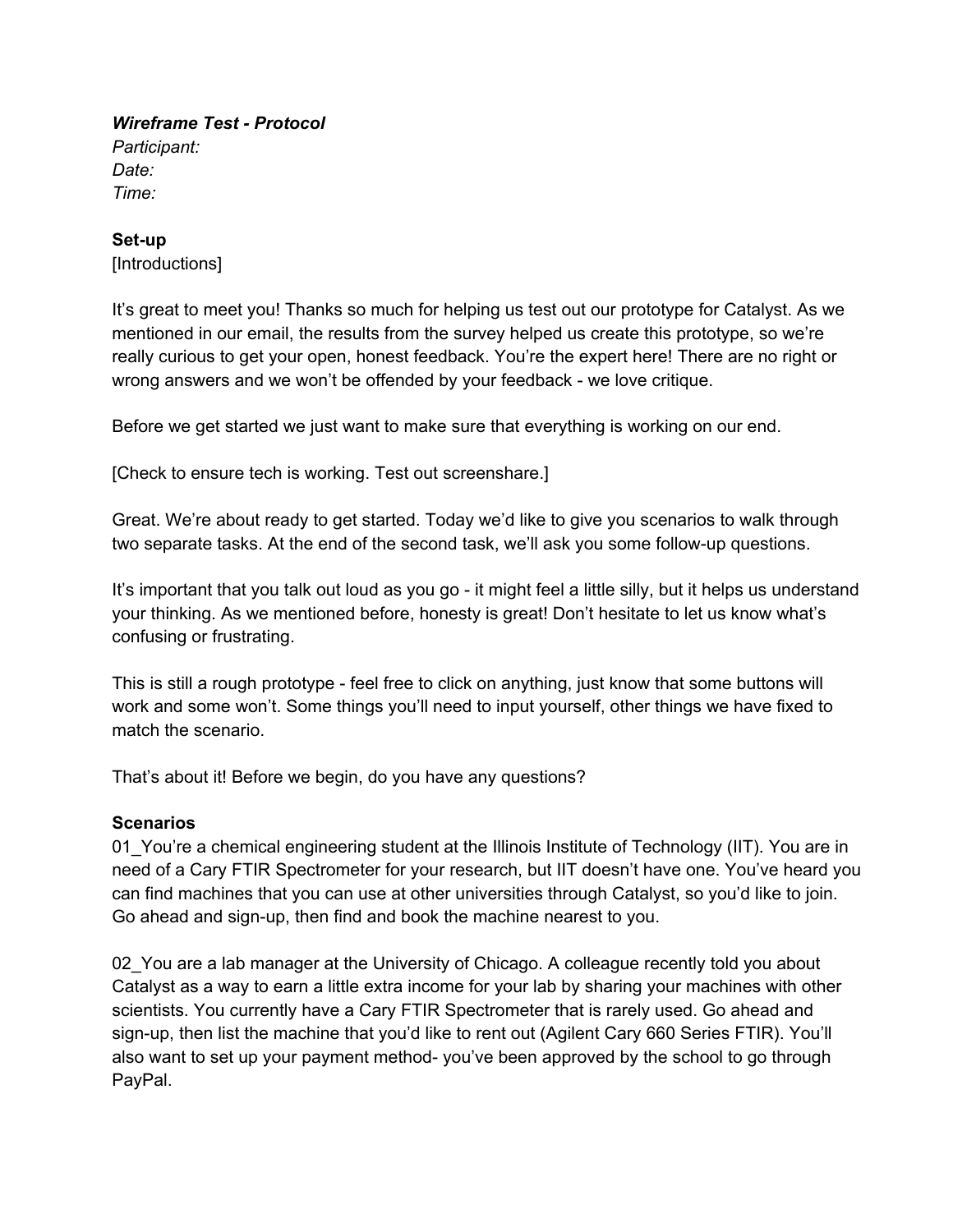***Wireframe Test - Protocol***
*Participant:*
*Date:*
*Time:*

**Set-up**
[Introductions]

It's great to meet you! Thanks so much for helping us test out our prototype for Catalyst. As we mentioned in our email, the results from the survey helped us create this prototype, so we're really curious to get your open, honest feedback. You're the expert here! There are no right or wrong answers and we won't be offended by your feedback - we love critique.

Before we get started we just want to make sure that everything is working on our end.

[Check to ensure tech is working. Test out screenshare.]

Great. We're about ready to get started. Today we'd like to give you scenarios to walk through two separate tasks. At the end of the second task, we'll ask you some follow-up questions.

It's important that you talk out loud as you go - it might feel a little silly, but it helps us understand your thinking. As we mentioned before, honesty is great! Don't hesitate to let us know what's confusing or frustrating.

This is still a rough prototype - feel free to click on anything, just know that some buttons will work and some won't. Some things you'll need to input yourself, other things we have fixed to match the scenario.

That's about it! Before we begin, do you have any questions?

**Scenarios**
01_You're a chemical engineering student at the Illinois Institute of Technology (IIT). You are in need of a Cary FTIR Spectrometer for your research, but IIT doesn't have one. You've heard you can find machines that you can use at other universities through Catalyst, so you'd like to join. Go ahead and sign-up, then find and book the machine nearest to you.

02_You are a lab manager at the University of Chicago. A colleague recently told you about Catalyst as a way to earn a little extra income for your lab by sharing your machines with other scientists. You currently have a Cary FTIR Spectrometer that is rarely used. Go ahead and sign-up, then list the machine that you'd like to rent out (Agilent Cary 660 Series FTIR). You'll also want to set up your payment method- you've been approved by the school to go through PayPal.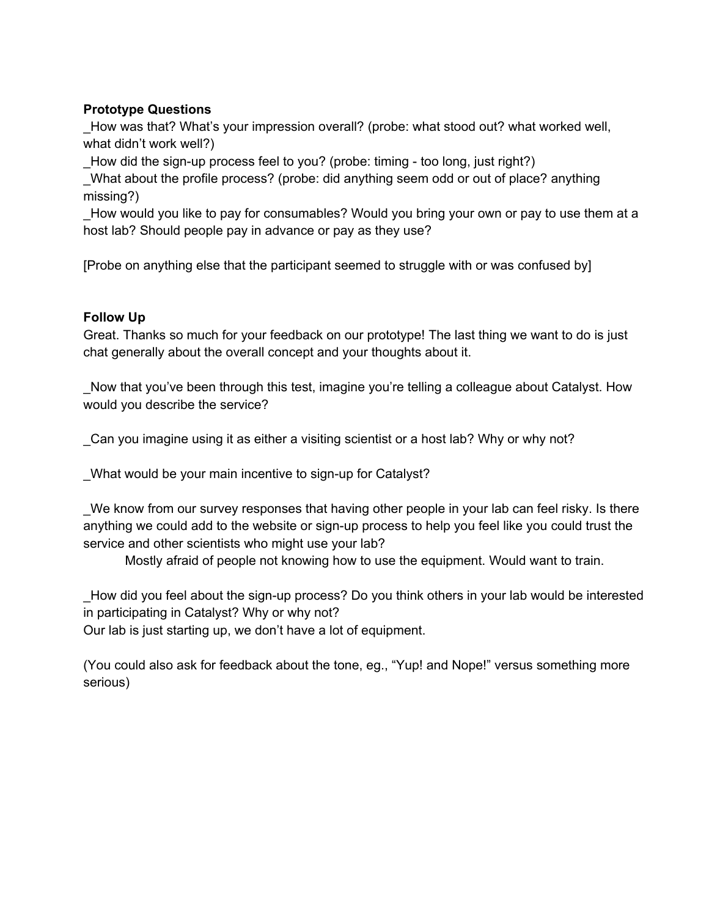**Prototype Questions**

_How was that? What's your impression overall? (probe: what stood out? what worked well, what didn't work well?)
_How did the sign-up process feel to you? (probe: timing - too long, just right?)
_What about the profile process? (probe: did anything seem odd or out of place? anything missing?)
_How would you like to pay for consumables? Would you bring your own or pay to use them at a host lab? Should people pay in advance or pay as they use?

[Probe on anything else that the participant seemed to struggle with or was confused by]

**Follow Up**

Great. Thanks so much for your feedback on our prototype! The last thing we want to do is just chat generally about the overall concept and your thoughts about it.

_Now that you've been through this test, imagine you're telling a colleague about Catalyst. How would you describe the service?

_Can you imagine using it as either a visiting scientist or a host lab? Why or why not?

_What would be your main incentive to sign-up for Catalyst?

_We know from our survey responses that having other people in your lab can feel risky. Is there anything we could add to the website or sign-up process to help you feel like you could trust the service and other scientists who might use your lab?

Mostly afraid of people not knowing how to use the equipment. Would want to train.

_How did you feel about the sign-up process? Do you think others in your lab would be interested in participating in Catalyst? Why or why not?
Our lab is just starting up, we don't have a lot of equipment.

(You could also ask for feedback about the tone, eg., "Yup! and Nope!" versus something more serious)